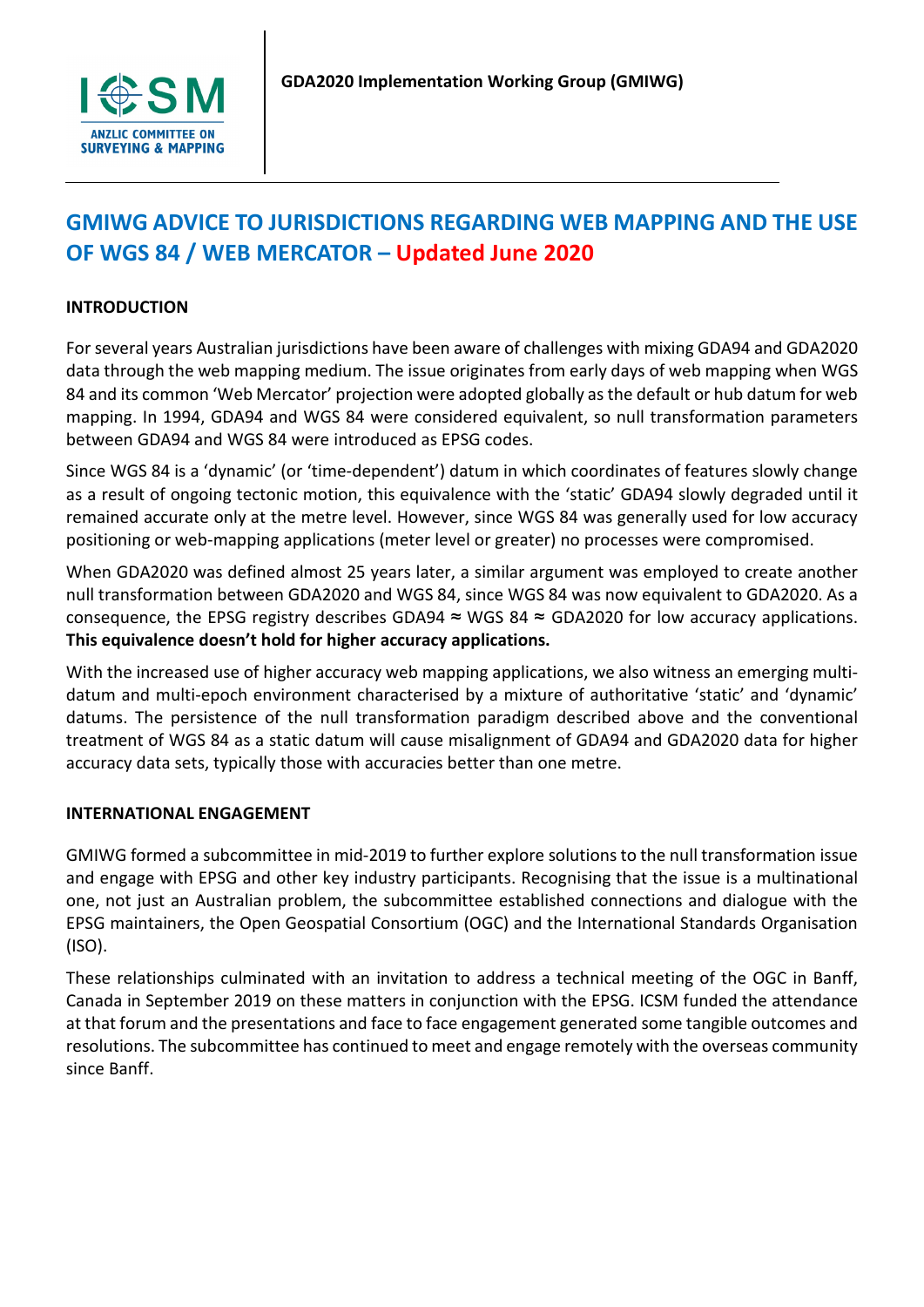GDA2020 Implementation Working Group (GMIWG)

# GMIWG ADVICE TO JURISDICTIONS REGARDING WEB MAPPING AND THE USE OF WGS 84 / WEB MERCATOR – Updated June 2020

## INTRODUCTION

For several years Australian jurisdictions have been aware of challenges with mixing GDA94 and GDA2020 data through the web mapping medium. The issue originates from early days of web mapping when WGS 84 and its common 'Web Mercator' projection were adopted globally as the default or hub datum for web mapping. In 1994, GDA94 and WGS 84 were considered equivalent, so null transformation parameters between GDA94 and WGS 84 were introduced as EPSG codes.

Since WGS 84 is a 'dynamic' (or 'time-dependent') datum in which coordinates of features slowly change as a result of ongoing tectonic motion, this equivalence with the 'static' GDA94 slowly degraded until it remained accurate only at the metre level. However, since WGS 84 was generally used for low accuracy positioning or web-mapping applications (meter level or greater) no processes were compromised.

When GDA2020 was defined almost 25 years later, a similar argument was employed to create another null transformation between GDA2020 and WGS 84, since WGS 84 was now equivalent to GDA2020. As a consequence, the EPSG registry describes GDA94 ≈ WGS 84 ≈ GDA2020 for low accuracy applications. **This equivalence doesn't hold for higher accuracy applications.**

With the increased use of higher accuracy web mapping applications, we also witness an emerging multi-datum and multi-epoch environment characterised by a mixture of authoritative 'static' and 'dynamic' datums. The persistence of the null transformation paradigm described above and the conventional treatment of WGS 84 as a static datum will cause misalignment of GDA94 and GDA2020 data for higher accuracy data sets, typically those with accuracies better than one metre.

## INTERNATIONAL ENGAGEMENT

GMIWG formed a subcommittee in mid-2019 to further explore solutions to the null transformation issue and engage with EPSG and other key industry participants. Recognising that the issue is a multinational one, not just an Australian problem, the subcommittee established connections and dialogue with the EPSG maintainers, the Open Geospatial Consortium (OGC) and the International Standards Organisation (ISO).

These relationships culminated with an invitation to address a technical meeting of the OGC in Banff, Canada in September 2019 on these matters in conjunction with the EPSG. ICSM funded the attendance at that forum and the presentations and face to face engagement generated some tangible outcomes and resolutions. The subcommittee has continued to meet and engage remotely with the overseas community since Banff.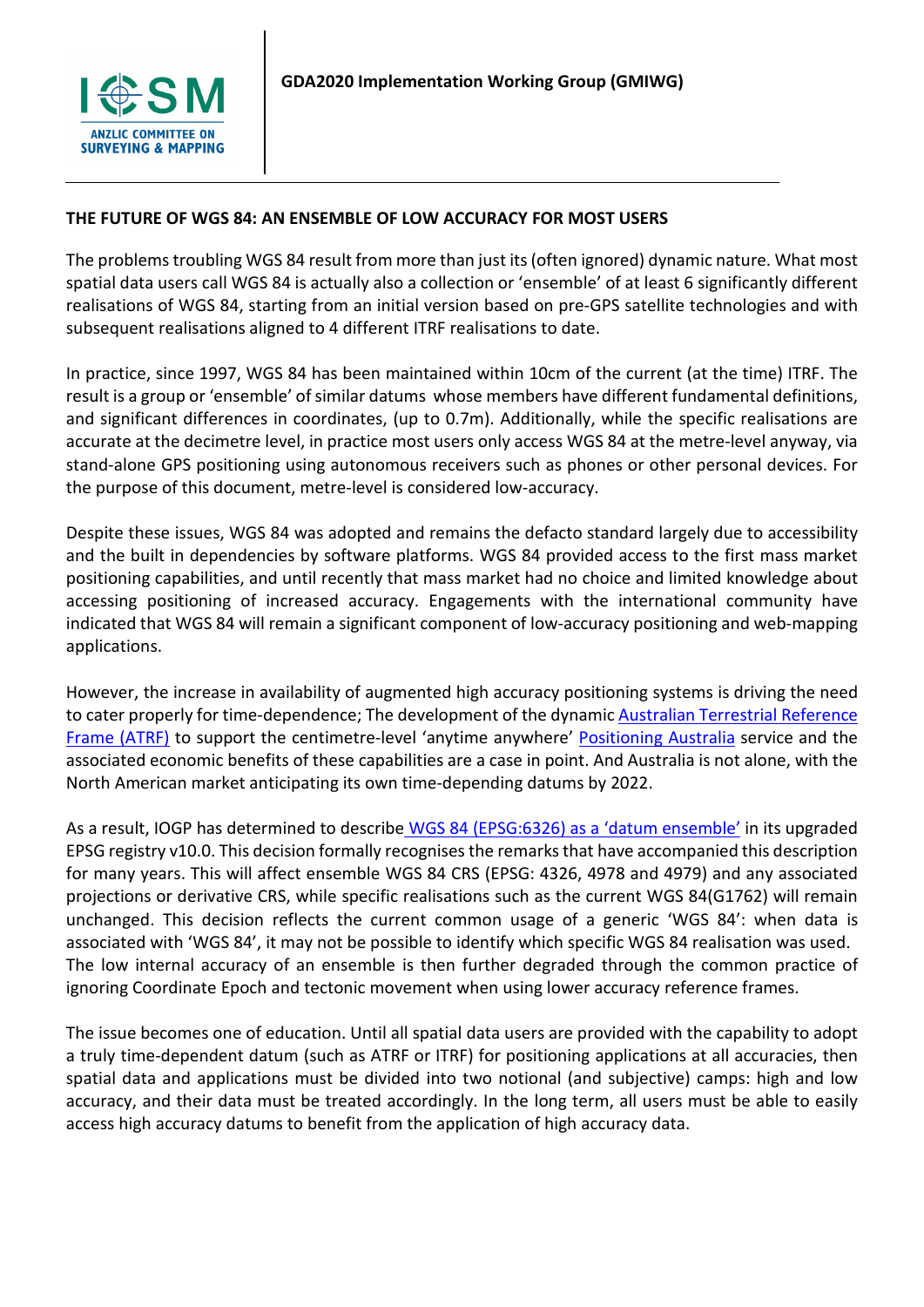# THE FUTURE OF WGS 84: AN ENSEMBLE OF LOW ACCURACY FOR MOST USERS

The problems troubling WGS 84 result from more than just its (often ignored) dynamic nature. What most spatial data users call WGS 84 is actually also a collection or 'ensemble' of at least 6 significantly different realisations of WGS 84, starting from an initial version based on pre-GPS satellite technologies and with subsequent realisations aligned to 4 different ITRF realisations to date.

In practice, since 1997, WGS 84 has been maintained within 10cm of the current (at the time) ITRF. The result is a group or 'ensemble' of similar datums whose members have different fundamental definitions, and significant differences in coordinates, (up to 0.7m). Additionally, while the specific realisations are accurate at the decimetre level, in practice most users only access WGS 84 at the metre-level anyway, via stand-alone GPS positioning using autonomous receivers such as phones or other personal devices. For the purpose of this document, metre-level is considered low-accuracy.

Despite these issues, WGS 84 was adopted and remains the defacto standard largely due to accessibility and the built in dependencies by software platforms. WGS 84 provided access to the first mass market positioning capabilities, and until recently that mass market had no choice and limited knowledge about accessing positioning of increased accuracy. Engagements with the international community have indicated that WGS 84 will remain a significant component of low-accuracy positioning and web-mapping applications.

However, the increase in availability of augmented high accuracy positioning systems is driving the need to cater properly for time-dependence; The development of the dynamic Australian Terrestrial Reference Frame (ATRF) to support the centimetre-level 'anytime anywhere' Positioning Australia service and the associated economic benefits of these capabilities are a case in point. And Australia is not alone, with the North American market anticipating its own time-depending datums by 2022.

As a result, IOGP has determined to describe WGS 84 (EPSG:6326) as a 'datum ensemble' in its upgraded EPSG registry v10.0. This decision formally recognises the remarks that have accompanied this description for many years. This will affect ensemble WGS 84 CRS (EPSG: 4326, 4978 and 4979) and any associated projections or derivative CRS, while specific realisations such as the current WGS 84(G1762) will remain unchanged. This decision reflects the current common usage of a generic 'WGS 84': when data is associated with 'WGS 84', it may not be possible to identify which specific WGS 84 realisation was used. The low internal accuracy of an ensemble is then further degraded through the common practice of ignoring Coordinate Epoch and tectonic movement when using lower accuracy reference frames.

The issue becomes one of education. Until all spatial data users are provided with the capability to adopt a truly time-dependent datum (such as ATRF or ITRF) for positioning applications at all accuracies, then spatial data and applications must be divided into two notional (and subjective) camps: high and low accuracy, and their data must be treated accordingly. In the long term, all users must be able to easily access high accuracy datums to benefit from the application of high accuracy data.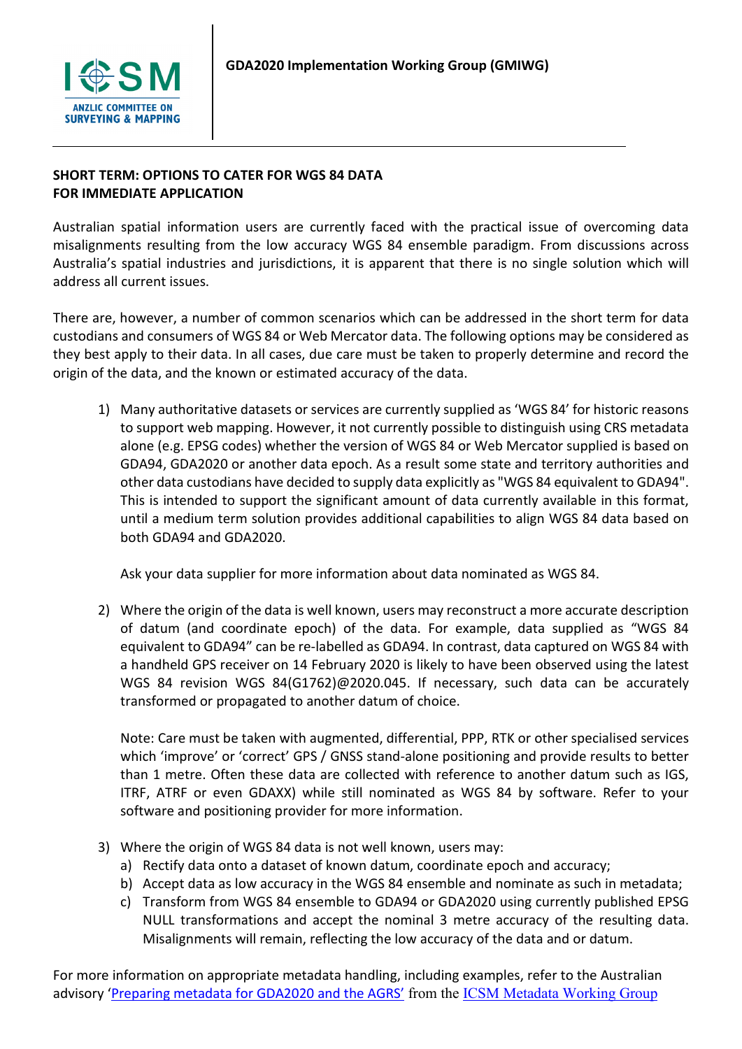**SHORT TERM: OPTIONS TO CATER FOR WGS 84 DATA FOR IMMEDIATE APPLICATION**

Australian spatial information users are currently faced with the practical issue of overcoming data misalignments resulting from the low accuracy WGS 84 ensemble paradigm. From discussions across Australia's spatial industries and jurisdictions, it is apparent that there is no single solution which will address all current issues.

There are, however, a number of common scenarios which can be addressed in the short term for data custodians and consumers of WGS 84 or Web Mercator data. The following options may be considered as they best apply to their data. In all cases, due care must be taken to properly determine and record the origin of the data, and the known or estimated accuracy of the data.

1) Many authoritative datasets or services are currently supplied as 'WGS 84' for historic reasons to support web mapping. However, it not currently possible to distinguish using CRS metadata alone (e.g. EPSG codes) whether the version of WGS 84 or Web Mercator supplied is based on GDA94, GDA2020 or another data epoch. As a result some state and territory authorities and other data custodians have decided to supply data explicitly as "WGS 84 equivalent to GDA94". This is intended to support the significant amount of data currently available in this format, until a medium term solution provides additional capabilities to align WGS 84 data based on both GDA94 and GDA2020.

   Ask your data supplier for more information about data nominated as WGS 84.

2) Where the origin of the data is well known, users may reconstruct a more accurate description of datum (and coordinate epoch) of the data. For example, data supplied as "WGS 84 equivalent to GDA94" can be re-labelled as GDA94. In contrast, data captured on WGS 84 with a handheld GPS receiver on 14 February 2020 is likely to have been observed using the latest WGS 84 revision WGS 84(G1762)@2020.045. If necessary, such data can be accurately transformed or propagated to another datum of choice.

   Note: Care must be taken with augmented, differential, PPP, RTK or other specialised services which 'improve' or 'correct' GPS / GNSS stand-alone positioning and provide results to better than 1 metre. Often these data are collected with reference to another datum such as IGS, ITRF, ATRF or even GDAXX) while still nominated as WGS 84 by software. Refer to your software and positioning provider for more information.

3) Where the origin of WGS 84 data is not well known, users may:
   a) Rectify data onto a dataset of known datum, coordinate epoch and accuracy;
   b) Accept data as low accuracy in the WGS 84 ensemble and nominate as such in metadata;
   c) Transform from WGS 84 ensemble to GDA94 or GDA2020 using currently published EPSG NULL transformations and accept the nominal 3 metre accuracy of the resulting data. Misalignments will remain, reflecting the low accuracy of the data and or datum.

For more information on appropriate metadata handling, including examples, refer to the Australian advisory 'Preparing metadata for GDA2020 and the AGRS' from the ICSM Metadata Working Group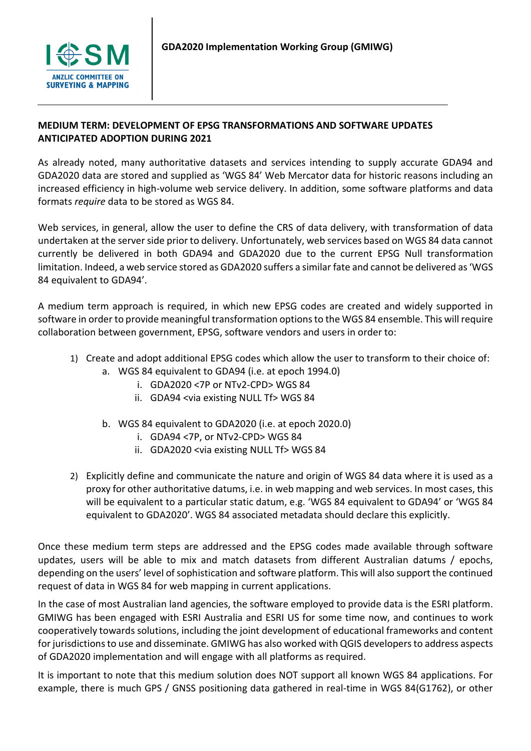**MEDIUM TERM: DEVELOPMENT OF EPSG TRANSFORMATIONS AND SOFTWARE UPDATES ANTICIPATED ADOPTION DURING 2021**

As already noted, many authoritative datasets and services intending to supply accurate GDA94 and GDA2020 data are stored and supplied as 'WGS 84' Web Mercator data for historic reasons including an increased efficiency in high-volume web service delivery. In addition, some software platforms and data formats *require* data to be stored as WGS 84.

Web services, in general, allow the user to define the CRS of data delivery, with transformation of data undertaken at the server side prior to delivery. Unfortunately, web services based on WGS 84 data cannot currently be delivered in both GDA94 and GDA2020 due to the current EPSG Null transformation limitation. Indeed, a web service stored as GDA2020 suffers a similar fate and cannot be delivered as 'WGS 84 equivalent to GDA94'.

A medium term approach is required, in which new EPSG codes are created and widely supported in software in order to provide meaningful transformation options to the WGS 84 ensemble. This will require collaboration between government, EPSG, software vendors and users in order to:

1) Create and adopt additional EPSG codes which allow the user to transform to their choice of:
    a. WGS 84 equivalent to GDA94 (i.e. at epoch 1994.0)
        i. GDA2020 <7P or NTv2-CPD> WGS 84
        ii. GDA94 <via existing NULL Tf> WGS 84
    b. WGS 84 equivalent to GDA2020 (i.e. at epoch 2020.0)
        i. GDA94 <7P, or NTv2-CPD> WGS 84
        ii. GDA2020 <via existing NULL Tf> WGS 84
2) Explicitly define and communicate the nature and origin of WGS 84 data where it is used as a proxy for other authoritative datums, i.e. in web mapping and web services. In most cases, this will be equivalent to a particular static datum, e.g. 'WGS 84 equivalent to GDA94' or 'WGS 84 equivalent to GDA2020'. WGS 84 associated metadata should declare this explicitly.

Once these medium term steps are addressed and the EPSG codes made available through software updates, users will be able to mix and match datasets from different Australian datums / epochs, depending on the users' level of sophistication and software platform. This will also support the continued request of data in WGS 84 for web mapping in current applications.

In the case of most Australian land agencies, the software employed to provide data is the ESRI platform. GMIWG has been engaged with ESRI Australia and ESRI US for some time now, and continues to work cooperatively towards solutions, including the joint development of educational frameworks and content for jurisdictions to use and disseminate. GMIWG has also worked with QGIS developers to address aspects of GDA2020 implementation and will engage with all platforms as required.

It is important to note that this medium solution does NOT support all known WGS 84 applications. For example, there is much GPS / GNSS positioning data gathered in real-time in WGS 84(G1762), or other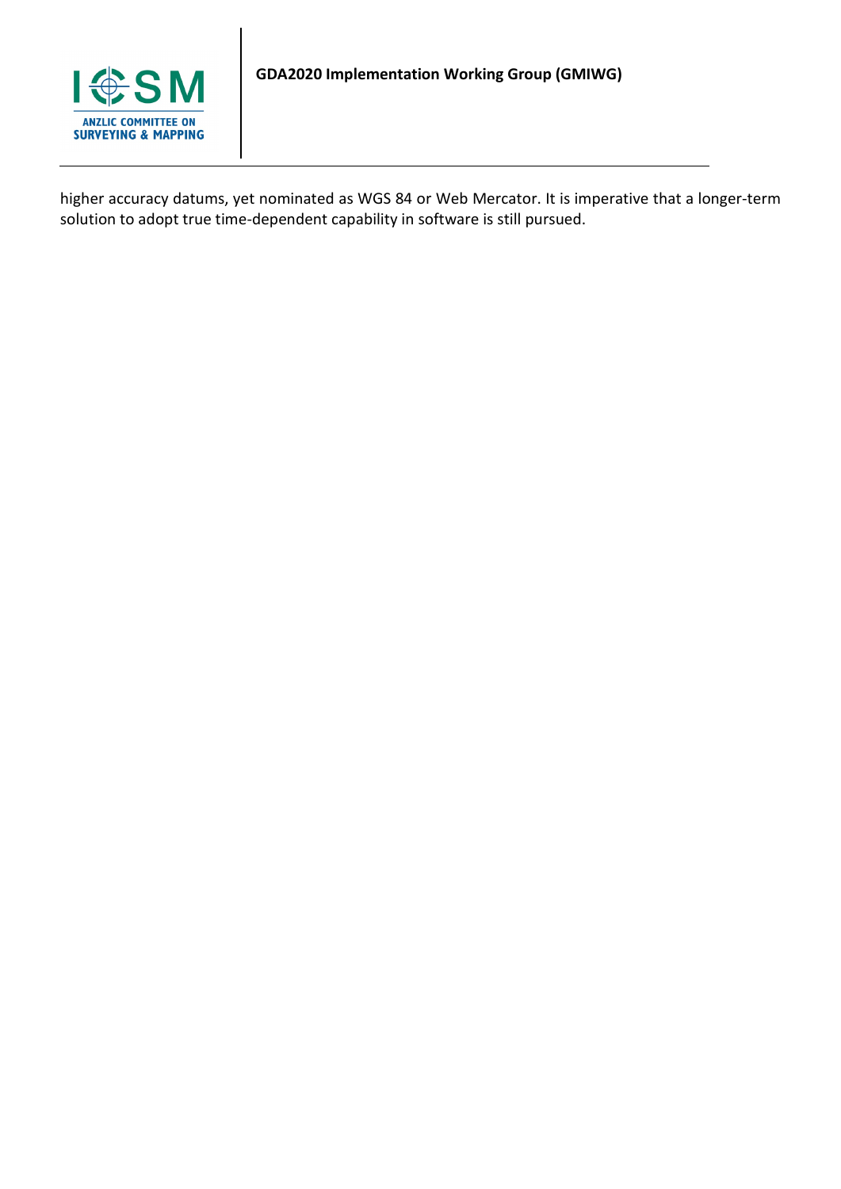higher accuracy datums, yet nominated as WGS 84 or Web Mercator. It is imperative that a longer-term solution to adopt true time-dependent capability in software is still pursued.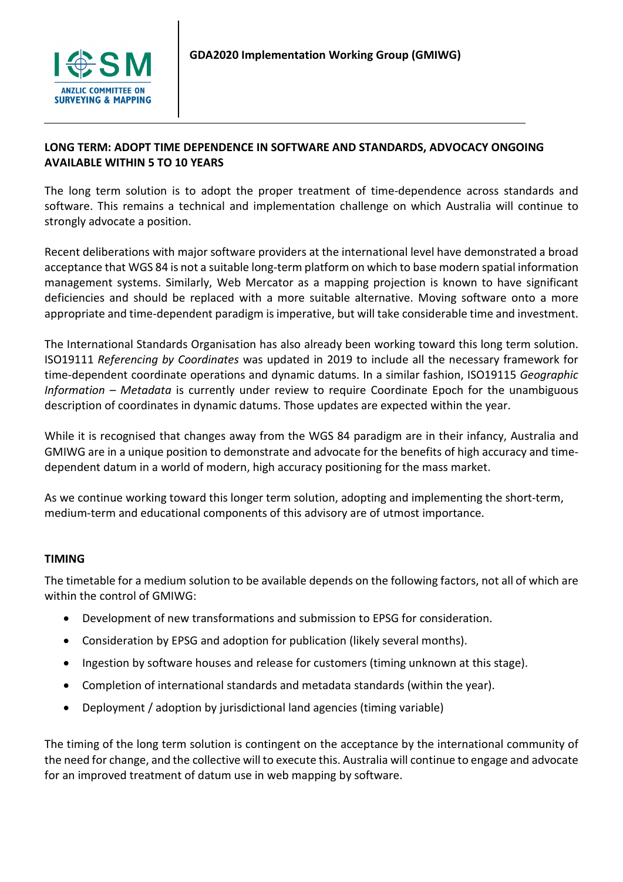**LONG TERM: ADOPT TIME DEPENDENCE IN SOFTWARE AND STANDARDS, ADVOCACY ONGOING AVAILABLE WITHIN 5 TO 10 YEARS**

The long term solution is to adopt the proper treatment of time-dependence across standards and software. This remains a technical and implementation challenge on which Australia will continue to strongly advocate a position.

Recent deliberations with major software providers at the international level have demonstrated a broad acceptance that WGS 84 is not a suitable long-term platform on which to base modern spatial information management systems. Similarly, Web Mercator as a mapping projection is known to have significant deficiencies and should be replaced with a more suitable alternative. Moving software onto a more appropriate and time-dependent paradigm is imperative, but will take considerable time and investment.

The International Standards Organisation has also already been working toward this long term solution. ISO19111 *Referencing by Coordinates* was updated in 2019 to include all the necessary framework for time-dependent coordinate operations and dynamic datums. In a similar fashion, ISO19115 *Geographic Information – Metadata* is currently under review to require Coordinate Epoch for the unambiguous description of coordinates in dynamic datums. Those updates are expected within the year.

While it is recognised that changes away from the WGS 84 paradigm are in their infancy, Australia and GMIWG are in a unique position to demonstrate and advocate for the benefits of high accuracy and time-dependent datum in a world of modern, high accuracy positioning for the mass market.

As we continue working toward this longer term solution, adopting and implementing the short-term, medium-term and educational components of this advisory are of utmost importance.

**TIMING**

The timetable for a medium solution to be available depends on the following factors, not all of which are within the control of GMIWG:

- Development of new transformations and submission to EPSG for consideration.
- Consideration by EPSG and adoption for publication (likely several months).
- Ingestion by software houses and release for customers (timing unknown at this stage).
- Completion of international standards and metadata standards (within the year).
- Deployment / adoption by jurisdictional land agencies (timing variable)

The timing of the long term solution is contingent on the acceptance by the international community of the need for change, and the collective will to execute this. Australia will continue to engage and advocate for an improved treatment of datum use in web mapping by software.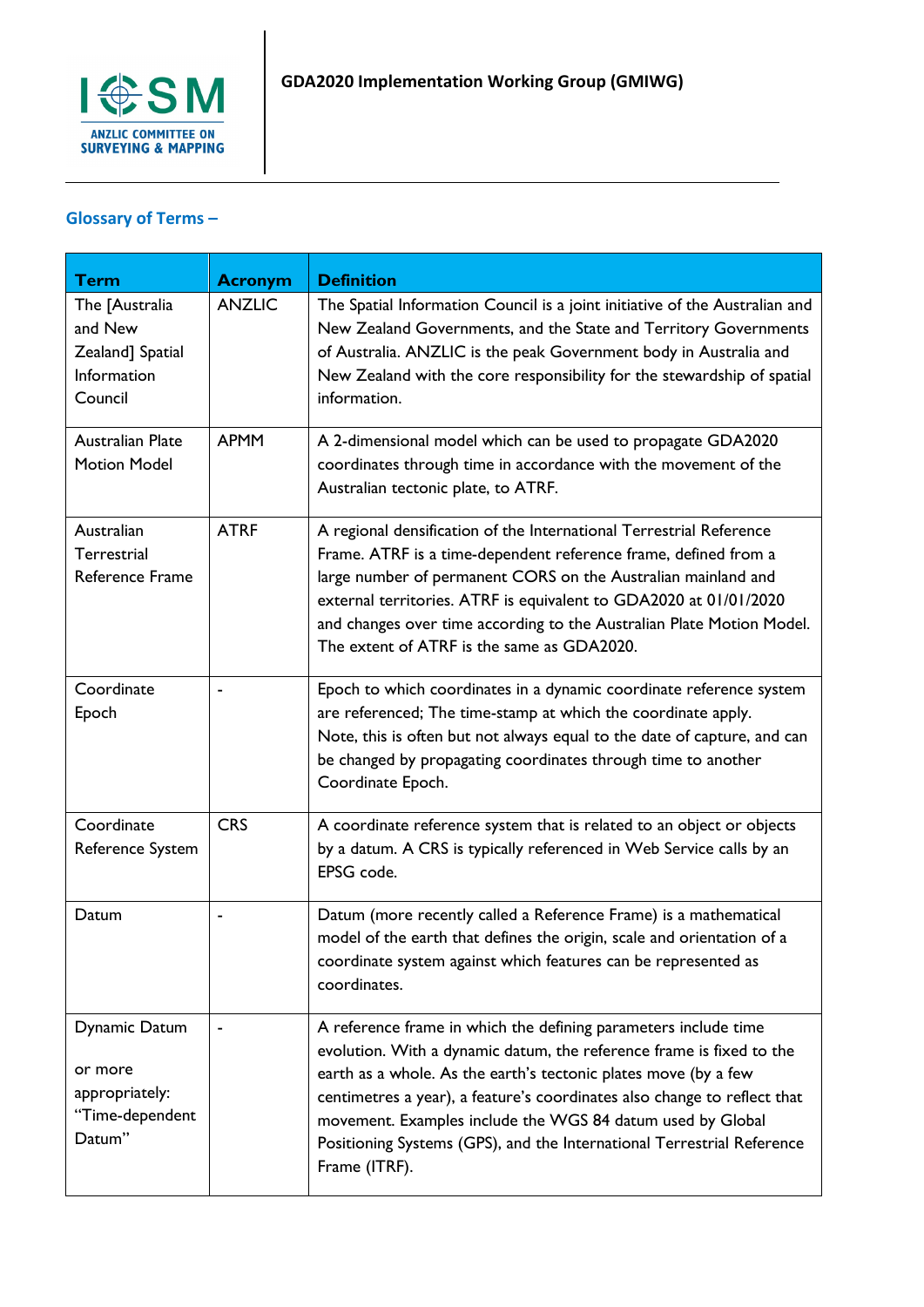**GDA2020 Implementation Working Group (GMIWG)**

## Glossary of Terms –

| Term | Acronym | Definition |
|---|---|---|
| The [Australia and New Zealand] Spatial Information Council | ANZLIC | The Spatial Information Council is a joint initiative of the Australian and New Zealand Governments, and the State and Territory Governments of Australia. ANZLIC is the peak Government body in Australia and New Zealand with the core responsibility for the stewardship of spatial information. |
| Australian Plate Motion Model | APMM | A 2-dimensional model which can be used to propagate GDA2020 coordinates through time in accordance with the movement of the Australian tectonic plate, to ATRF. |
| Australian Terrestrial Reference Frame | ATRF | A regional densification of the International Terrestrial Reference Frame. ATRF is a time-dependent reference frame, defined from a large number of permanent CORS on the Australian mainland and external territories. ATRF is equivalent to GDA2020 at 01/01/2020 and changes over time according to the Australian Plate Motion Model. The extent of ATRF is the same as GDA2020. |
| Coordinate Epoch | - | Epoch to which coordinates in a dynamic coordinate reference system are referenced; The time-stamp at which the coordinate apply. Note, this is often but not always equal to the date of capture, and can be changed by propagating coordinates through time to another Coordinate Epoch. |
| Coordinate Reference System | CRS | A coordinate reference system that is related to an object or objects by a datum. A CRS is typically referenced in Web Service calls by an EPSG code. |
| Datum | - | Datum (more recently called a Reference Frame) is a mathematical model of the earth that defines the origin, scale and orientation of a coordinate system against which features can be represented as coordinates. |
| Dynamic Datum<br><br>or more appropriately: "Time-dependent Datum" | - | A reference frame in which the defining parameters include time evolution. With a dynamic datum, the reference frame is fixed to the earth as a whole. As the earth's tectonic plates move (by a few centimetres a year), a feature's coordinates also change to reflect that movement. Examples include the WGS 84 datum used by Global Positioning Systems (GPS), and the International Terrestrial Reference Frame (ITRF). |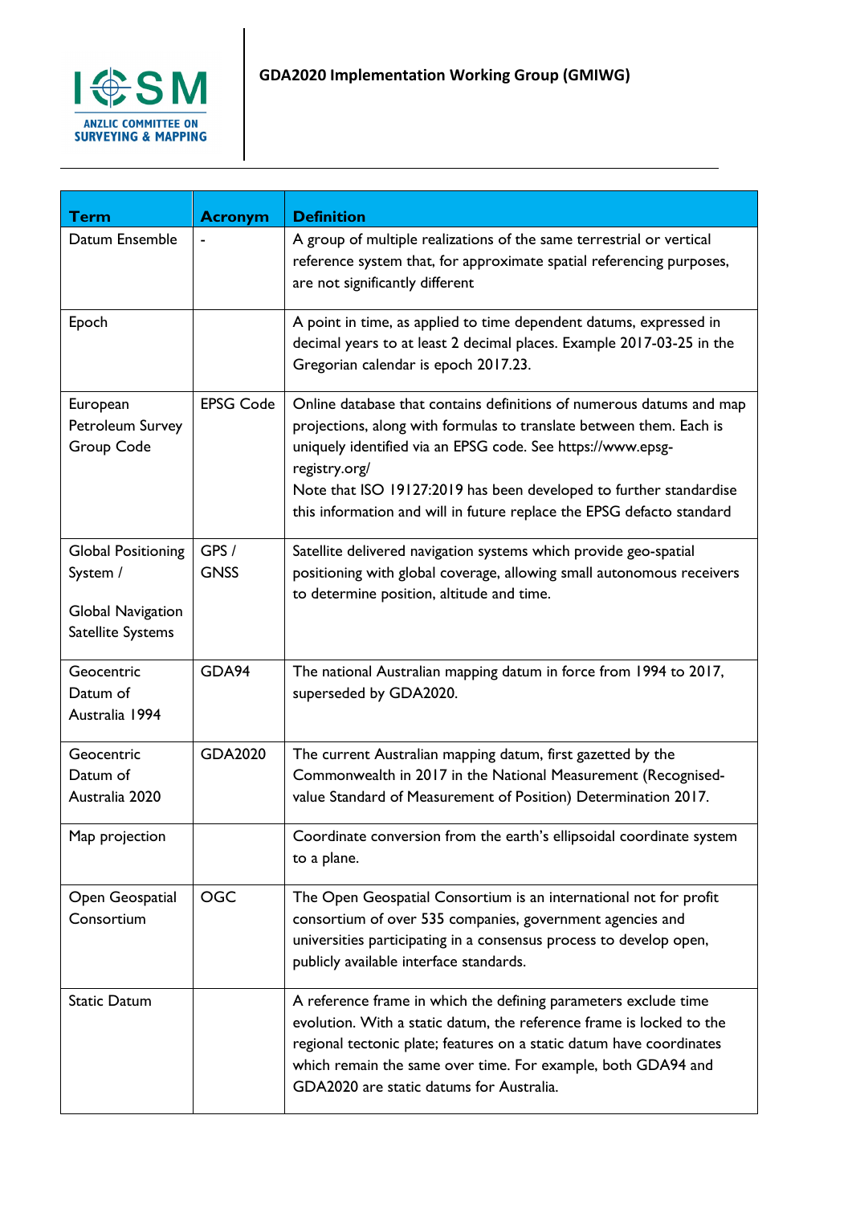| Term | Acronym | Definition |
|---|---|---|
| Datum Ensemble | - | A group of multiple realizations of the same terrestrial or vertical reference system that, for approximate spatial referencing purposes, are not significantly different |
| Epoch | | A point in time, as applied to time dependent datums, expressed in decimal years to at least 2 decimal places. Example 2017-03-25 in the Gregorian calendar is epoch 2017.23. |
| European Petroleum Survey Group Code | EPSG Code | Online database that contains definitions of numerous datums and map projections, along with formulas to translate between them. Each is uniquely identified via an EPSG code. See https://www.epsg-registry.org/ Note that ISO 19127:2019 has been developed to further standardise this information and will in future replace the EPSG defacto standard |
| Global Positioning System / Global Navigation Satellite Systems | GPS / GNSS | Satellite delivered navigation systems which provide geo-spatial positioning with global coverage, allowing small autonomous receivers to determine position, altitude and time. |
| Geocentric Datum of Australia 1994 | GDA94 | The national Australian mapping datum in force from 1994 to 2017, superseded by GDA2020. |
| Geocentric Datum of Australia 2020 | GDA2020 | The current Australian mapping datum, first gazetted by the Commonwealth in 2017 in the National Measurement (Recognised-value Standard of Measurement of Position) Determination 2017. |
| Map projection | | Coordinate conversion from the earth's ellipsoidal coordinate system to a plane. |
| Open Geospatial Consortium | OGC | The Open Geospatial Consortium is an international not for profit consortium of over 535 companies, government agencies and universities participating in a consensus process to develop open, publicly available interface standards. |
| Static Datum | | A reference frame in which the defining parameters exclude time evolution. With a static datum, the reference frame is locked to the regional tectonic plate; features on a static datum have coordinates which remain the same over time. For example, both GDA94 and GDA2020 are static datums for Australia. |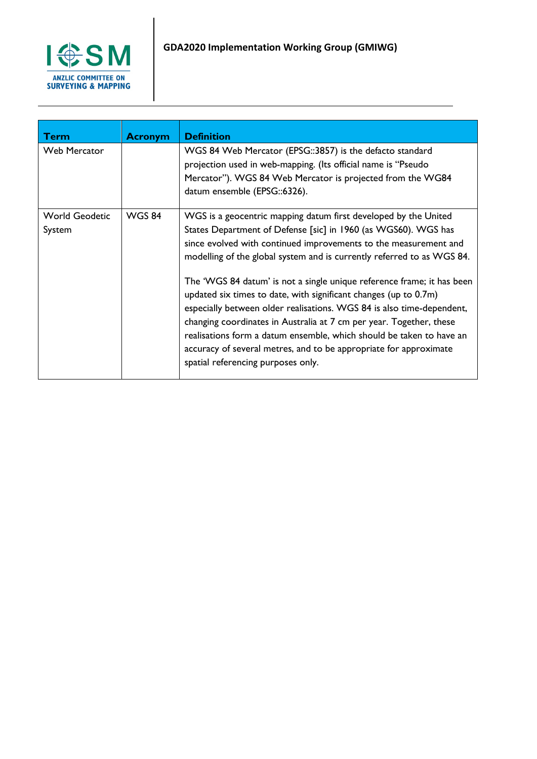| Term | Acronym | Definition |
| --- | --- | --- |
| Web Mercator | | WGS 84 Web Mercator (EPSG::3857) is the defacto standard projection used in web-mapping. (Its official name is "Pseudo Mercator"). WGS 84 Web Mercator is projected from the WG84 datum ensemble (EPSG::6326). |
| World Geodetic System | WGS 84 | WGS is a geocentric mapping datum first developed by the United States Department of Defense [sic] in 1960 (as WGS60). WGS has since evolved with continued improvements to the measurement and modelling of the global system and is currently referred to as WGS 84.<br><br>The 'WGS 84 datum' is not a single unique reference frame; it has been updated six times to date, with significant changes (up to 0.7m) especially between older realisations. WGS 84 is also time-dependent, changing coordinates in Australia at 7 cm per year. Together, these realisations form a datum ensemble, which should be taken to have an accuracy of several metres, and to be appropriate for approximate spatial referencing purposes only. |